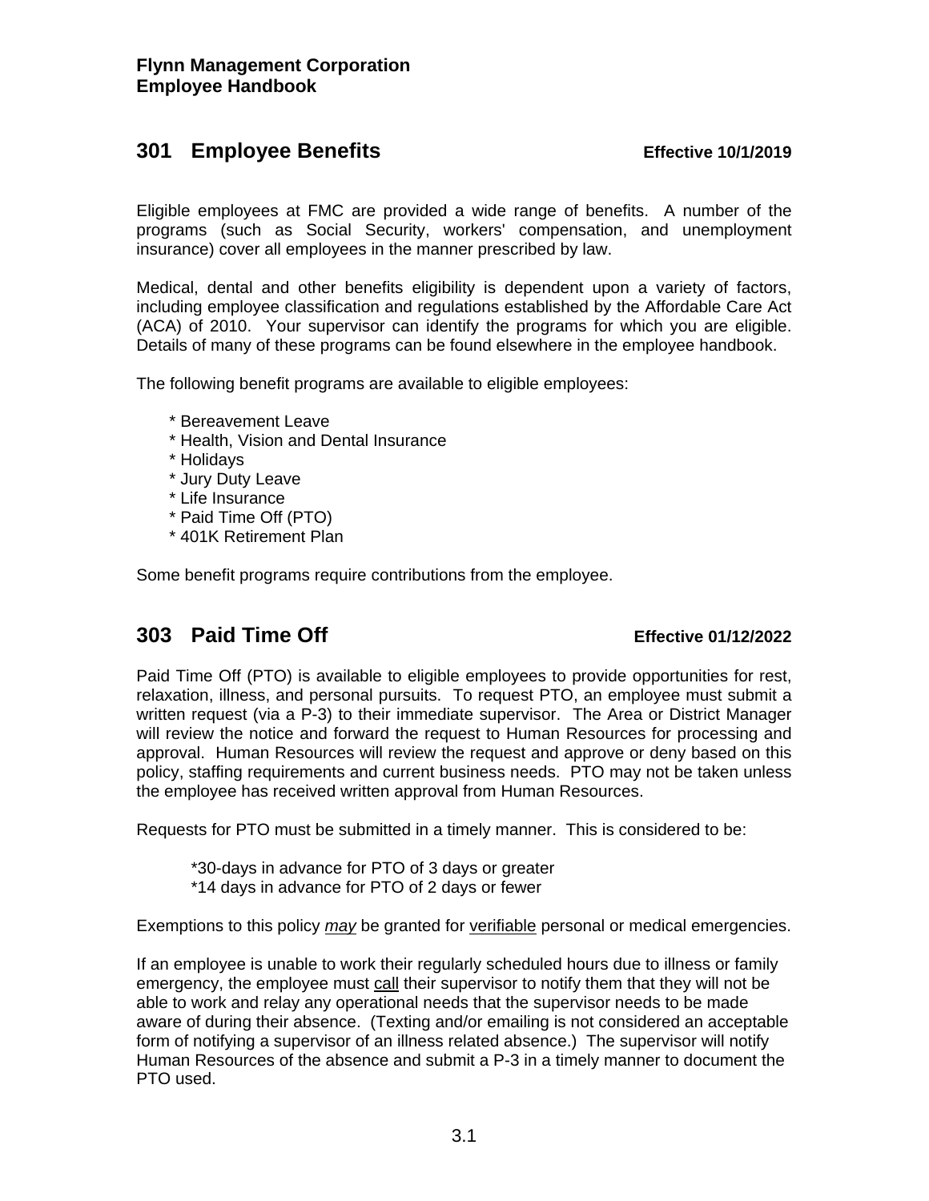**Flynn Management Corporation**
**Employee Handbook**

## 301 Employee Benefits

**Effective 10/1/2019**

Eligible employees at FMC are provided a wide range of benefits. A number of the programs (such as Social Security, workers' compensation, and unemployment insurance) cover all employees in the manner prescribed by law.

Medical, dental and other benefits eligibility is dependent upon a variety of factors, including employee classification and regulations established by the Affordable Care Act (ACA) of 2010. Your supervisor can identify the programs for which you are eligible. Details of many of these programs can be found elsewhere in the employee handbook.

The following benefit programs are available to eligible employees:

* Bereavement Leave
* Health, Vision and Dental Insurance
* Holidays
* Jury Duty Leave
* Life Insurance
* Paid Time Off (PTO)
* 401K Retirement Plan

Some benefit programs require contributions from the employee.

## 303 Paid Time Off

**Effective 01/12/2022**

Paid Time Off (PTO) is available to eligible employees to provide opportunities for rest, relaxation, illness, and personal pursuits. To request PTO, an employee must submit a written request (via a P-3) to their immediate supervisor. The Area or District Manager will review the notice and forward the request to Human Resources for processing and approval. Human Resources will review the request and approve or deny based on this policy, staffing requirements and current business needs. PTO may not be taken unless the employee has received written approval from Human Resources.

Requests for PTO must be submitted in a timely manner. This is considered to be:

*30-days in advance for PTO of 3 days or greater
*14 days in advance for PTO of 2 days or fewer

Exemptions to this policy ***may*** be granted for verifiable personal or medical emergencies.

If an employee is unable to work their regularly scheduled hours due to illness or family emergency, the employee must call their supervisor to notify them that they will not be able to work and relay any operational needs that the supervisor needs to be made aware of during their absence. (Texting and/or emailing is not considered an acceptable form of notifying a supervisor of an illness related absence.) The supervisor will notify Human Resources of the absence and submit a P-3 in a timely manner to document the PTO used.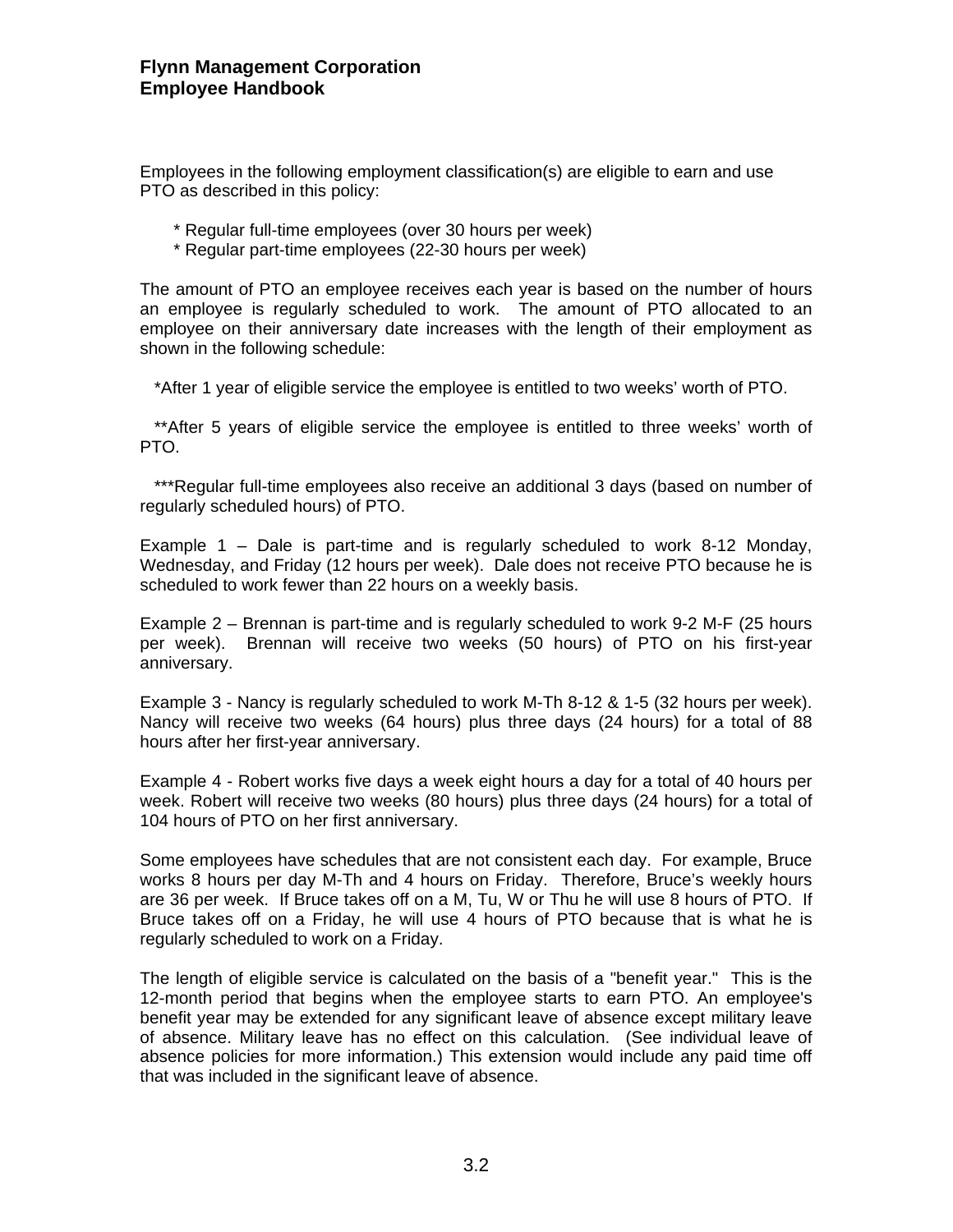Employees in the following employment classification(s) are eligible to earn and use PTO as described in this policy:

* Regular full-time employees (over 30 hours per week)
* Regular part-time employees (22-30 hours per week)

The amount of PTO an employee receives each year is based on the number of hours an employee is regularly scheduled to work. The amount of PTO allocated to an employee on their anniversary date increases with the length of their employment as shown in the following schedule:

*After 1 year of eligible service the employee is entitled to two weeks' worth of PTO.

**After 5 years of eligible service the employee is entitled to three weeks' worth of PTO.

***Regular full-time employees also receive an additional 3 days (based on number of regularly scheduled hours) of PTO.

Example 1 – Dale is part-time and is regularly scheduled to work 8-12 Monday, Wednesday, and Friday (12 hours per week). Dale does not receive PTO because he is scheduled to work fewer than 22 hours on a weekly basis.

Example 2 – Brennan is part-time and is regularly scheduled to work 9-2 M-F (25 hours per week). Brennan will receive two weeks (50 hours) of PTO on his first-year anniversary.

Example 3 - Nancy is regularly scheduled to work M-Th 8-12 & 1-5 (32 hours per week). Nancy will receive two weeks (64 hours) plus three days (24 hours) for a total of 88 hours after her first-year anniversary.

Example 4 - Robert works five days a week eight hours a day for a total of 40 hours per week. Robert will receive two weeks (80 hours) plus three days (24 hours) for a total of 104 hours of PTO on her first anniversary.

Some employees have schedules that are not consistent each day. For example, Bruce works 8 hours per day M-Th and 4 hours on Friday. Therefore, Bruce's weekly hours are 36 per week. If Bruce takes off on a M, Tu, W or Thu he will use 8 hours of PTO. If Bruce takes off on a Friday, he will use 4 hours of PTO because that is what he is regularly scheduled to work on a Friday.

The length of eligible service is calculated on the basis of a "benefit year." This is the 12-month period that begins when the employee starts to earn PTO. An employee's benefit year may be extended for any significant leave of absence except military leave of absence. Military leave has no effect on this calculation. (See individual leave of absence policies for more information.) This extension would include any paid time off that was included in the significant leave of absence.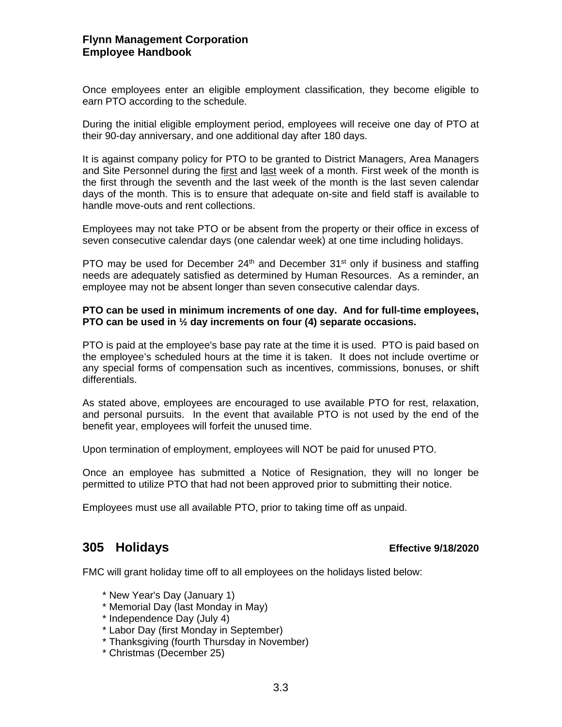Once employees enter an eligible employment classification, they become eligible to earn PTO according to the schedule.

During the initial eligible employment period, employees will receive one day of PTO at their 90-day anniversary, and one additional day after 180 days.

It is against company policy for PTO to be granted to District Managers, Area Managers and Site Personnel during the first and last week of a month. First week of the month is the first through the seventh and the last week of the month is the last seven calendar days of the month. This is to ensure that adequate on-site and field staff is available to handle move-outs and rent collections.

Employees may not take PTO or be absent from the property or their office in excess of seven consecutive calendar days (one calendar week) at one time including holidays.

PTO may be used for December 24th and December 31st only if business and staffing needs are adequately satisfied as determined by Human Resources. As a reminder, an employee may not be absent longer than seven consecutive calendar days.

**PTO can be used in minimum increments of one day. And for full-time employees, PTO can be used in ½ day increments on four (4) separate occasions.**

PTO is paid at the employee's base pay rate at the time it is used. PTO is paid based on the employee's scheduled hours at the time it is taken. It does not include overtime or any special forms of compensation such as incentives, commissions, bonuses, or shift differentials.

As stated above, employees are encouraged to use available PTO for rest, relaxation, and personal pursuits. In the event that available PTO is not used by the end of the benefit year, employees will forfeit the unused time.

Upon termination of employment, employees will NOT be paid for unused PTO.

Once an employee has submitted a Notice of Resignation, they will no longer be permitted to utilize PTO that had not been approved prior to submitting their notice.

Employees must use all available PTO, prior to taking time off as unpaid.

## 305 Holidays

**Effective 9/18/2020**

FMC will grant holiday time off to all employees on the holidays listed below:

* New Year's Day (January 1)
* Memorial Day (last Monday in May)
* Independence Day (July 4)
* Labor Day (first Monday in September)
* Thanksgiving (fourth Thursday in November)
* Christmas (December 25)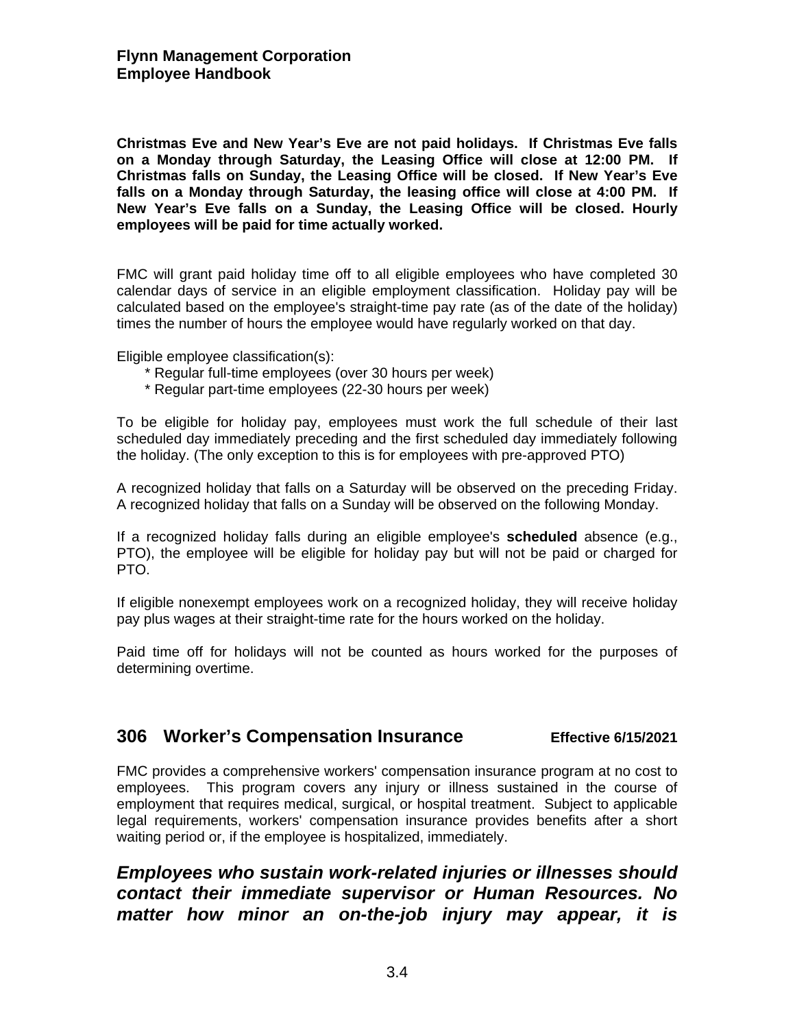**Christmas Eve and New Year's Eve are not paid holidays. If Christmas Eve falls on a Monday through Saturday, the Leasing Office will close at 12:00 PM. If Christmas falls on Sunday, the Leasing Office will be closed. If New Year's Eve falls on a Monday through Saturday, the leasing office will close at 4:00 PM. If New Year's Eve falls on a Sunday, the Leasing Office will be closed. Hourly employees will be paid for time actually worked.**

FMC will grant paid holiday time off to all eligible employees who have completed 30 calendar days of service in an eligible employment classification. Holiday pay will be calculated based on the employee's straight-time pay rate (as of the date of the holiday) times the number of hours the employee would have regularly worked on that day.

Eligible employee classification(s):

- * Regular full-time employees (over 30 hours per week)
- * Regular part-time employees (22-30 hours per week)

To be eligible for holiday pay, employees must work the full schedule of their last scheduled day immediately preceding and the first scheduled day immediately following the holiday. (The only exception to this is for employees with pre-approved PTO)

A recognized holiday that falls on a Saturday will be observed on the preceding Friday. A recognized holiday that falls on a Sunday will be observed on the following Monday.

If a recognized holiday falls during an eligible employee's **scheduled** absence (e.g., PTO), the employee will be eligible for holiday pay but will not be paid or charged for PTO.

If eligible nonexempt employees work on a recognized holiday, they will receive holiday pay plus wages at their straight-time rate for the hours worked on the holiday.

Paid time off for holidays will not be counted as hours worked for the purposes of determining overtime.

## 306 Worker's Compensation Insurance — Effective 6/15/2021

FMC provides a comprehensive workers' compensation insurance program at no cost to employees. This program covers any injury or illness sustained in the course of employment that requires medical, surgical, or hospital treatment. Subject to applicable legal requirements, workers' compensation insurance provides benefits after a short waiting period or, if the employee is hospitalized, immediately.

***Employees who sustain work-related injuries or illnesses should contact their immediate supervisor or Human Resources. No matter how minor an on-the-job injury may appear, it is***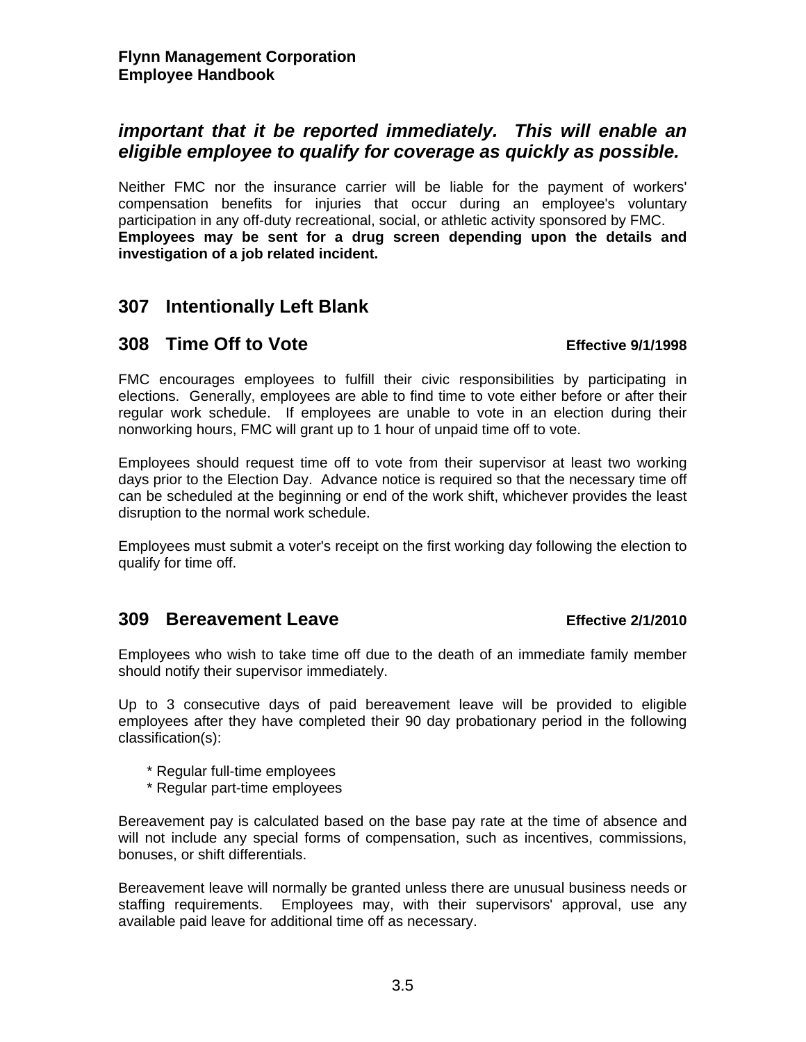***important that it be reported immediately. This will enable an eligible employee to qualify for coverage as quickly as possible.***

Neither FMC nor the insurance carrier will be liable for the payment of workers' compensation benefits for injuries that occur during an employee's voluntary participation in any off-duty recreational, social, or athletic activity sponsored by FMC. **Employees may be sent for a drug screen depending upon the details and investigation of a job related incident.**

## 307 Intentionally Left Blank

## 308 Time Off to Vote

**Effective 9/1/1998**

FMC encourages employees to fulfill their civic responsibilities by participating in elections. Generally, employees are able to find time to vote either before or after their regular work schedule. If employees are unable to vote in an election during their nonworking hours, FMC will grant up to 1 hour of unpaid time off to vote.

Employees should request time off to vote from their supervisor at least two working days prior to the Election Day. Advance notice is required so that the necessary time off can be scheduled at the beginning or end of the work shift, whichever provides the least disruption to the normal work schedule.

Employees must submit a voter's receipt on the first working day following the election to qualify for time off.

## 309 Bereavement Leave

**Effective 2/1/2010**

Employees who wish to take time off due to the death of an immediate family member should notify their supervisor immediately.

Up to 3 consecutive days of paid bereavement leave will be provided to eligible employees after they have completed their 90 day probationary period in the following classification(s):

- Regular full-time employees
- Regular part-time employees

Bereavement pay is calculated based on the base pay rate at the time of absence and will not include any special forms of compensation, such as incentives, commissions, bonuses, or shift differentials.

Bereavement leave will normally be granted unless there are unusual business needs or staffing requirements. Employees may, with their supervisors' approval, use any available paid leave for additional time off as necessary.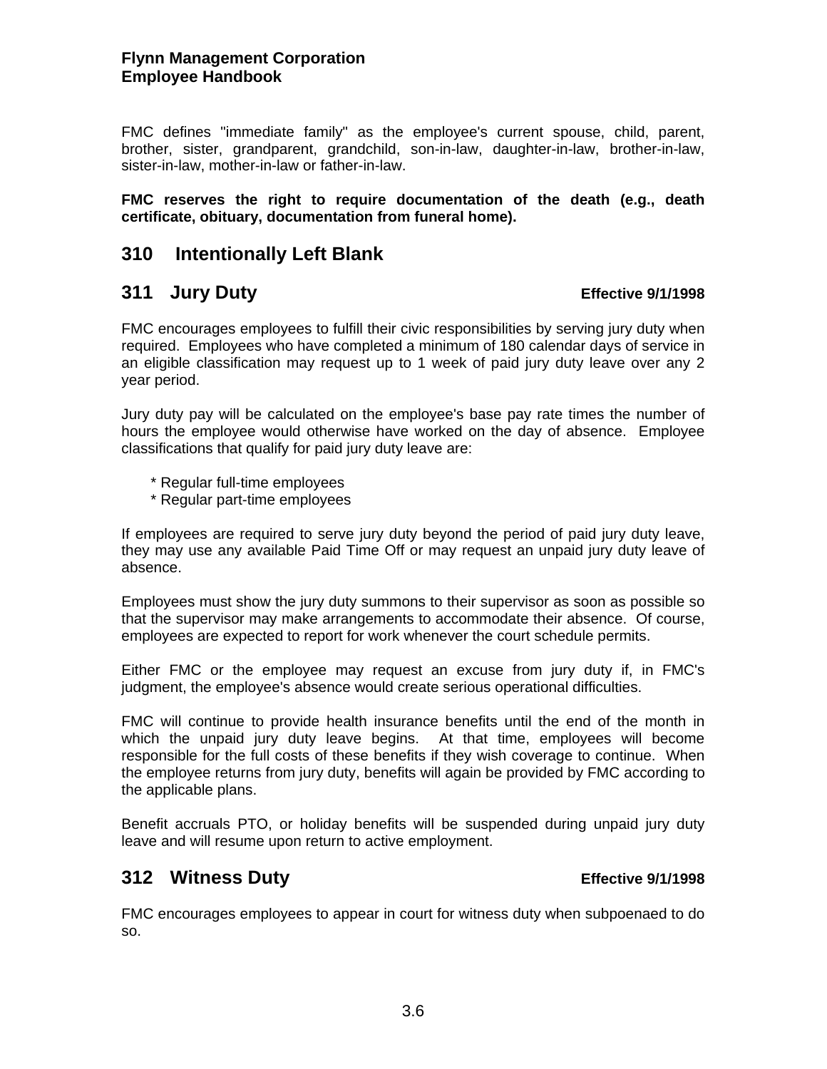FMC defines "immediate family" as the employee's current spouse, child, parent, brother, sister, grandparent, grandchild, son-in-law, daughter-in-law, brother-in-law, sister-in-law, mother-in-law or father-in-law.

**FMC reserves the right to require documentation of the death (e.g., death certificate, obituary, documentation from funeral home).**

## 310 Intentionally Left Blank

## 311 Jury Duty

**Effective 9/1/1998**

FMC encourages employees to fulfill their civic responsibilities by serving jury duty when required. Employees who have completed a minimum of 180 calendar days of service in an eligible classification may request up to 1 week of paid jury duty leave over any 2 year period.

Jury duty pay will be calculated on the employee's base pay rate times the number of hours the employee would otherwise have worked on the day of absence. Employee classifications that qualify for paid jury duty leave are:

* Regular full-time employees
* Regular part-time employees

If employees are required to serve jury duty beyond the period of paid jury duty leave, they may use any available Paid Time Off or may request an unpaid jury duty leave of absence.

Employees must show the jury duty summons to their supervisor as soon as possible so that the supervisor may make arrangements to accommodate their absence. Of course, employees are expected to report for work whenever the court schedule permits.

Either FMC or the employee may request an excuse from jury duty if, in FMC's judgment, the employee's absence would create serious operational difficulties.

FMC will continue to provide health insurance benefits until the end of the month in which the unpaid jury duty leave begins. At that time, employees will become responsible for the full costs of these benefits if they wish coverage to continue. When the employee returns from jury duty, benefits will again be provided by FMC according to the applicable plans.

Benefit accruals PTO, or holiday benefits will be suspended during unpaid jury duty leave and will resume upon return to active employment.

## 312 Witness Duty

**Effective 9/1/1998**

FMC encourages employees to appear in court for witness duty when subpoenaed to do so.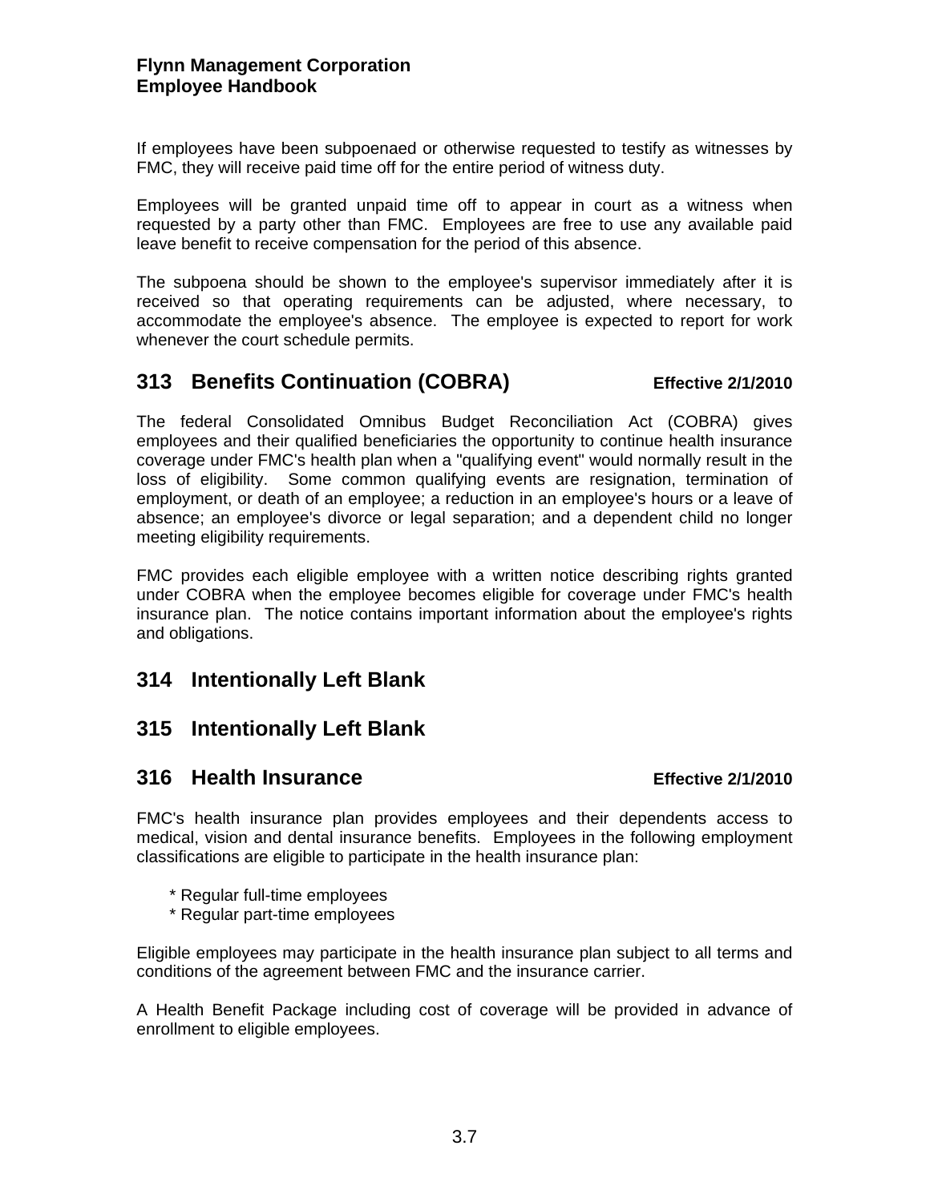If employees have been subpoenaed or otherwise requested to testify as witnesses by FMC, they will receive paid time off for the entire period of witness duty.

Employees will be granted unpaid time off to appear in court as a witness when requested by a party other than FMC. Employees are free to use any available paid leave benefit to receive compensation for the period of this absence.

The subpoena should be shown to the employee's supervisor immediately after it is received so that operating requirements can be adjusted, where necessary, to accommodate the employee's absence. The employee is expected to report for work whenever the court schedule permits.

## 313 Benefits Continuation (COBRA) — Effective 2/1/2010

The federal Consolidated Omnibus Budget Reconciliation Act (COBRA) gives employees and their qualified beneficiaries the opportunity to continue health insurance coverage under FMC's health plan when a "qualifying event" would normally result in the loss of eligibility. Some common qualifying events are resignation, termination of employment, or death of an employee; a reduction in an employee's hours or a leave of absence; an employee's divorce or legal separation; and a dependent child no longer meeting eligibility requirements.

FMC provides each eligible employee with a written notice describing rights granted under COBRA when the employee becomes eligible for coverage under FMC's health insurance plan. The notice contains important information about the employee's rights and obligations.

## 314 Intentionally Left Blank

## 315 Intentionally Left Blank

## 316 Health Insurance — Effective 2/1/2010

FMC's health insurance plan provides employees and their dependents access to medical, vision and dental insurance benefits. Employees in the following employment classifications are eligible to participate in the health insurance plan:

* Regular full-time employees
* Regular part-time employees

Eligible employees may participate in the health insurance plan subject to all terms and conditions of the agreement between FMC and the insurance carrier.

A Health Benefit Package including cost of coverage will be provided in advance of enrollment to eligible employees.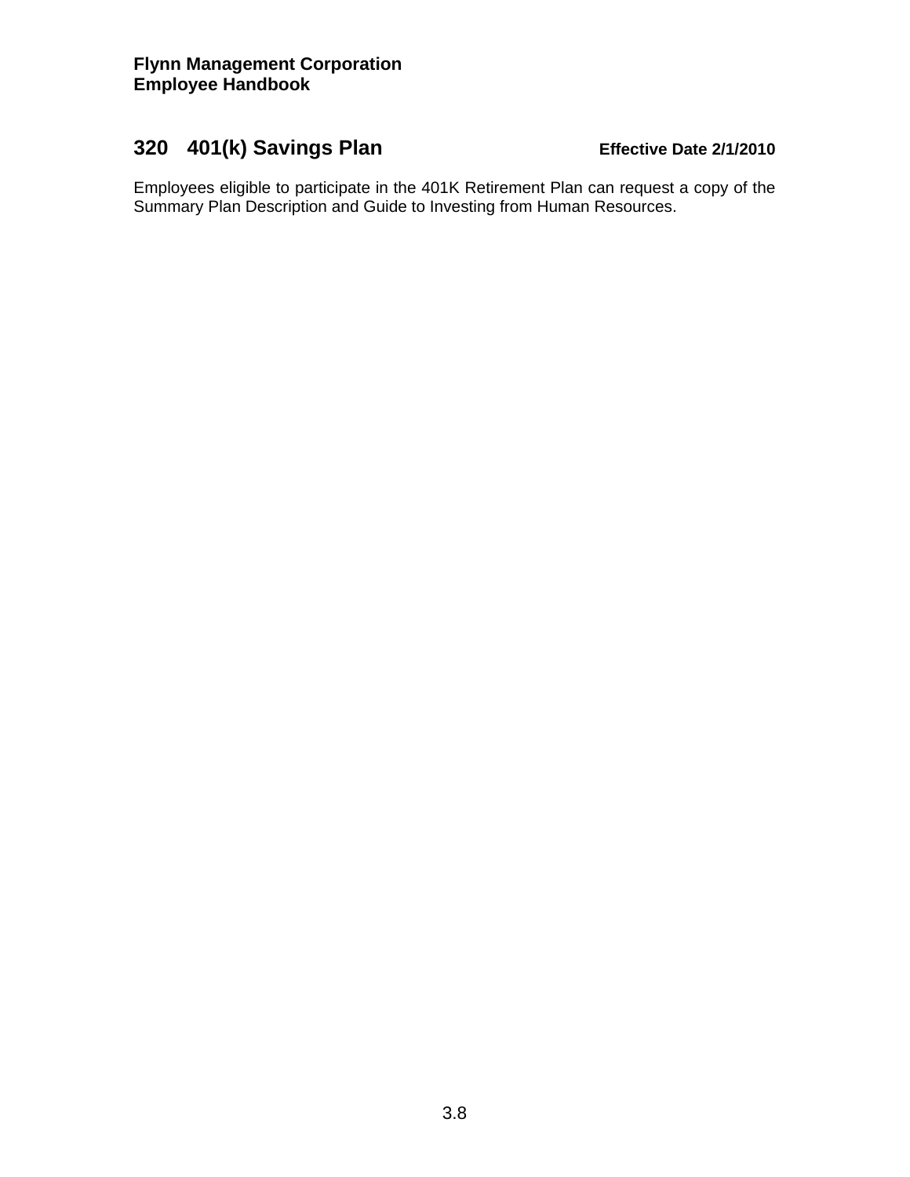## 320 401(k) Savings Plan

**Effective Date 2/1/2010**

Employees eligible to participate in the 401K Retirement Plan can request a copy of the Summary Plan Description and Guide to Investing from Human Resources.